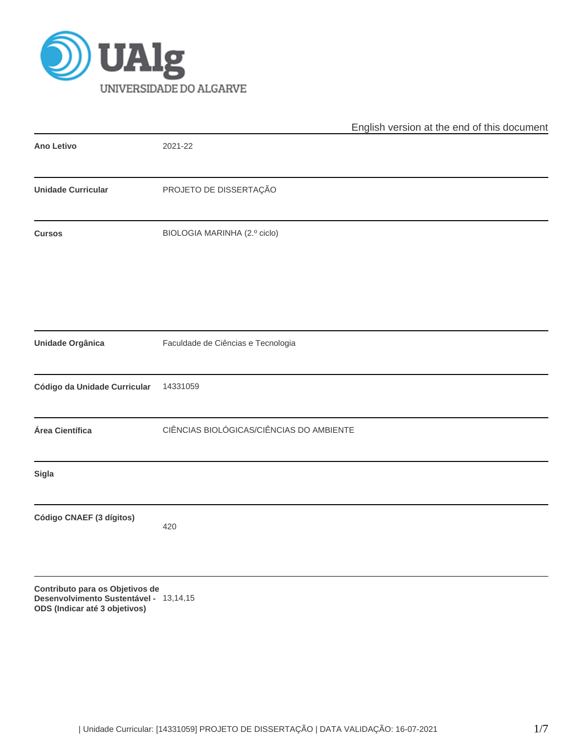UNIVERSIDADE DO ALGARVE

English version at the end of this document

| | |
|---|---|
| **Ano Letivo** | 2021-22 |
| **Unidade Curricular** | PROJETO DE DISSERTAÇÃO |
| **Cursos** | BIOLOGIA MARINHA (2.º ciclo) |
| **Unidade Orgânica** | Faculdade de Ciências e Tecnologia |
| **Código da Unidade Curricular** | 14331059 |
| **Área Científica** | CIÊNCIAS BIOLÓGICAS/CIÊNCIAS DO AMBIENTE |
| **Sigla** | |
| **Código CNAEF (3 dígitos)** | 420 |
| **Contributo para os Objetivos de Desenvolvimento Sustentável - ODS (Indicar até 3 objetivos)** | 13,14,15 |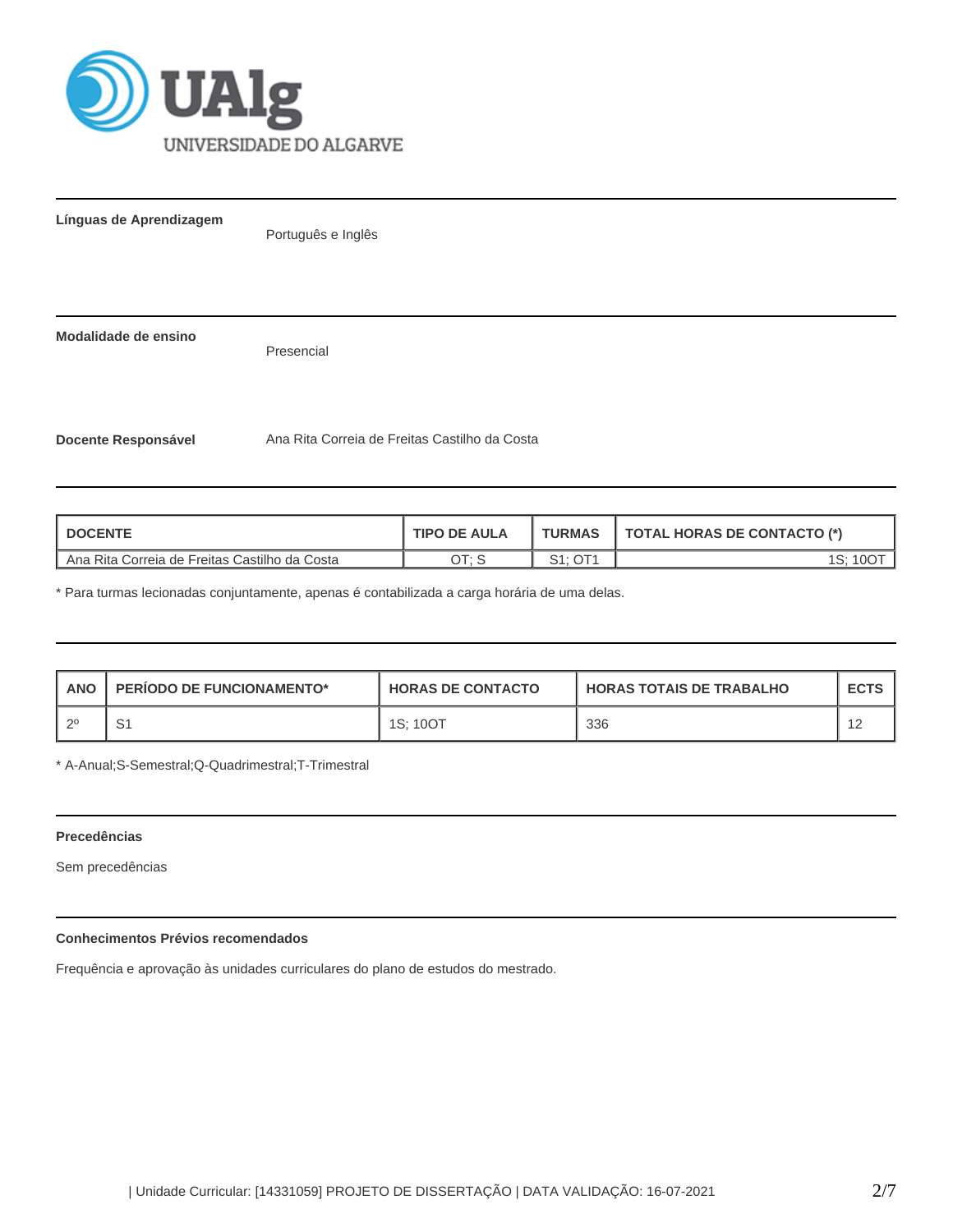**Línguas de Aprendizagem**

Português e Inglês

**Modalidade de ensino**

Presencial

**Docente Responsável**

Ana Rita Correia de Freitas Castilho da Costa

| DOCENTE | TIPO DE AULA | TURMAS | TOTAL HORAS DE CONTACTO (*) |
| --- | --- | --- | --- |
| Ana Rita Correia de Freitas Castilho da Costa | OT; S | S1; OT1 | 1S; 10OT |

* Para turmas lecionadas conjuntamente, apenas é contabilizada a carga horária de uma delas.

| ANO | PERÍODO DE FUNCIONAMENTO* | HORAS DE CONTACTO | HORAS TOTAIS DE TRABALHO | ECTS |
| --- | --- | --- | --- | --- |
| 2º | S1 | 1S; 10OT | 336 | 12 |

* A-Anual;S-Semestral;Q-Quadrimestral;T-Trimestral

**Precedências**

Sem precedências

**Conhecimentos Prévios recomendados**

Frequência e aprovação às unidades curriculares do plano de estudos do mestrado.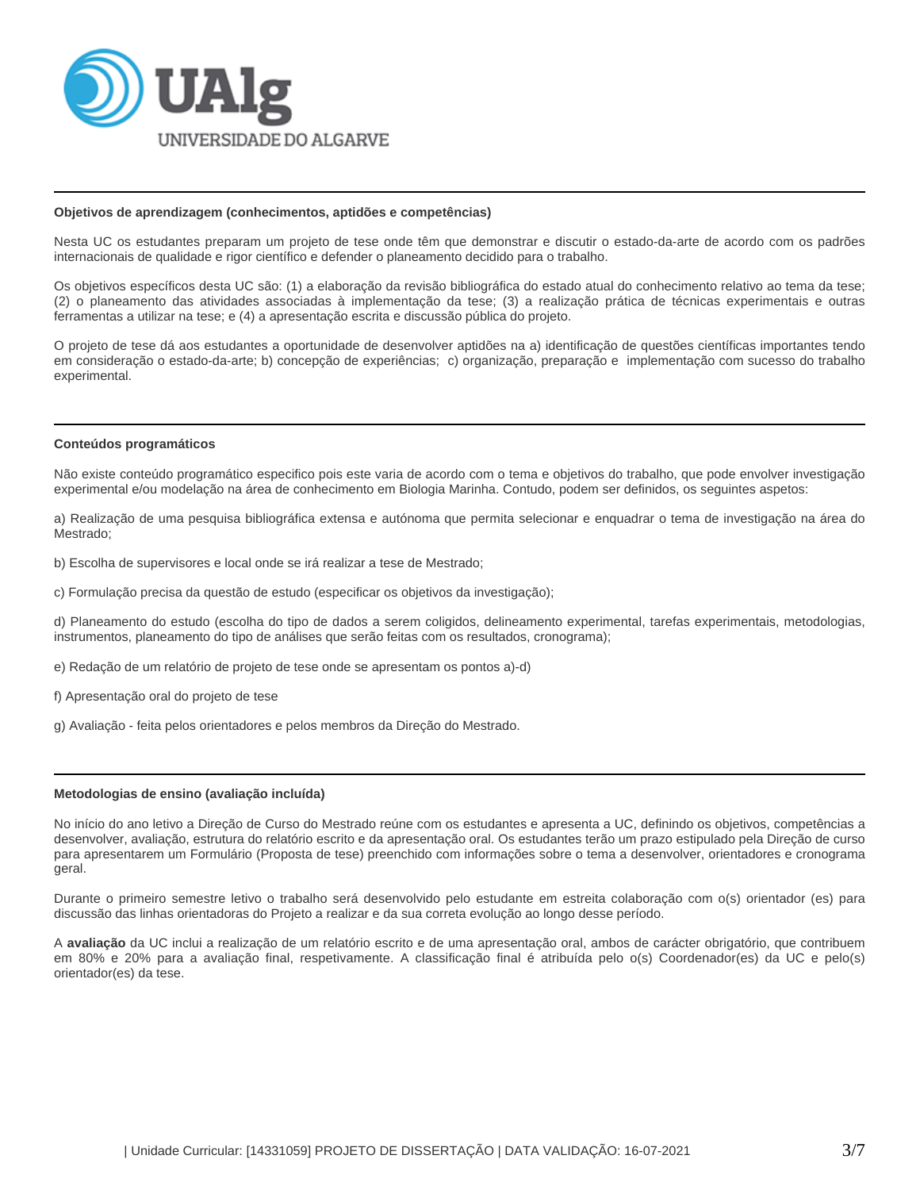## Objetivos de aprendizagem (conhecimentos, aptidões e competências)

Nesta UC os estudantes preparam um projeto de tese onde têm que demonstrar e discutir o estado-da-arte de acordo com os padrões internacionais de qualidade e rigor científico e defender o planeamento decidido para o trabalho.

Os objetivos específicos desta UC são: (1) a elaboração da revisão bibliográfica do estado atual do conhecimento relativo ao tema da tese; (2) o planeamento das atividades associadas à implementação da tese; (3) a realização prática de técnicas experimentais e outras ferramentas a utilizar na tese; e (4) a apresentação escrita e discussão pública do projeto.

O projeto de tese dá aos estudantes a oportunidade de desenvolver aptidões na a) identificação de questões científicas importantes tendo em consideração o estado-da-arte; b) concepção de experiências; c) organização, preparação e implementação com sucesso do trabalho experimental.

## Conteúdos programáticos

Não existe conteúdo programático especifico pois este varia de acordo com o tema e objetivos do trabalho, que pode envolver investigação experimental e/ou modelação na área de conhecimento em Biologia Marinha. Contudo, podem ser definidos, os seguintes aspetos:

a) Realização de uma pesquisa bibliográfica extensa e autónoma que permita selecionar e enquadrar o tema de investigação na área do Mestrado;

b) Escolha de supervisores e local onde se irá realizar a tese de Mestrado;

c) Formulação precisa da questão de estudo (especificar os objetivos da investigação);

d) Planeamento do estudo (escolha do tipo de dados a serem coligidos, delineamento experimental, tarefas experimentais, metodologias, instrumentos, planeamento do tipo de análises que serão feitas com os resultados, cronograma);

e) Redação de um relatório de projeto de tese onde se apresentam os pontos a)-d)

f) Apresentação oral do projeto de tese

g) Avaliação - feita pelos orientadores e pelos membros da Direção do Mestrado.

## Metodologias de ensino (avaliação incluída)

No início do ano letivo a Direção de Curso do Mestrado reúne com os estudantes e apresenta a UC, definindo os objetivos, competências a desenvolver, avaliação, estrutura do relatório escrito e da apresentação oral. Os estudantes terão um prazo estipulado pela Direção de curso para apresentarem um Formulário (Proposta de tese) preenchido com informações sobre o tema a desenvolver, orientadores e cronograma geral.

Durante o primeiro semestre letivo o trabalho será desenvolvido pelo estudante em estreita colaboração com o(s) orientador (es) para discussão das linhas orientadoras do Projeto a realizar e da sua correta evolução ao longo desse período.

A **avaliação** da UC inclui a realização de um relatório escrito e de uma apresentação oral, ambos de carácter obrigatório, que contribuem em 80% e 20% para a avaliação final, respetivamente. A classificação final é atribuída pelo o(s) Coordenador(es) da UC e pelo(s) orientador(es) da tese.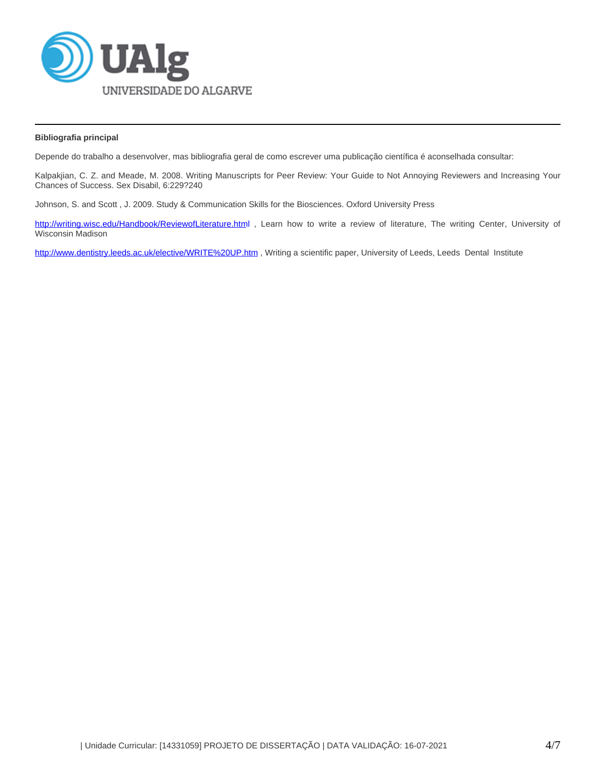**Bibliografia principal**

Depende do trabalho a desenvolver, mas bibliografia geral de como escrever uma publicação científica é aconselhada consultar:

Kalpakjian, C. Z. and Meade, M. 2008. Writing Manuscripts for Peer Review: Your Guide to Not Annoying Reviewers and Increasing Your Chances of Success. Sex Disabil, 6:229?240

Johnson, S. and Scott , J. 2009. Study & Communication Skills for the Biosciences. Oxford University Press

http://writing.wisc.edu/Handbook/ReviewofLiterature.html , Learn how to write a review of literature, The writing Center, University of Wisconsin Madison

http://www.dentistry.leeds.ac.uk/elective/WRITE%20UP.htm , Writing a scientific paper, University of Leeds, Leeds Dental Institute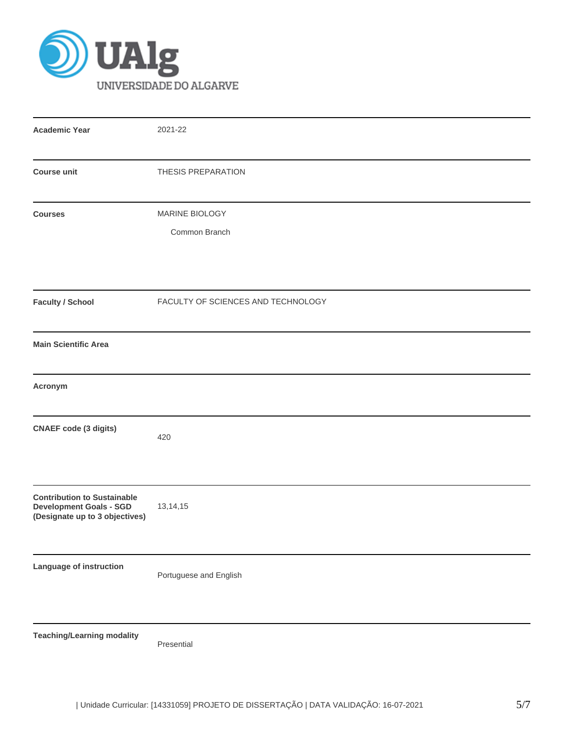UAlg
UNIVERSIDADE DO ALGARVE

| | |
|---|---|
| **Academic Year** | 2021-22 |
| **Course unit** | THESIS PREPARATION |
| **Courses** | MARINE BIOLOGY<br>Common Branch |
| **Faculty / School** | FACULTY OF SCIENCES AND TECHNOLOGY |
| **Main Scientific Area** | |
| **Acronym** | |
| **CNAEF code (3 digits)** | 420 |
| **Contribution to Sustainable Development Goals - SGD (Designate up to 3 objectives)** | 13,14,15 |
| **Language of instruction** | Portuguese and English |
| **Teaching/Learning modality** | Presential |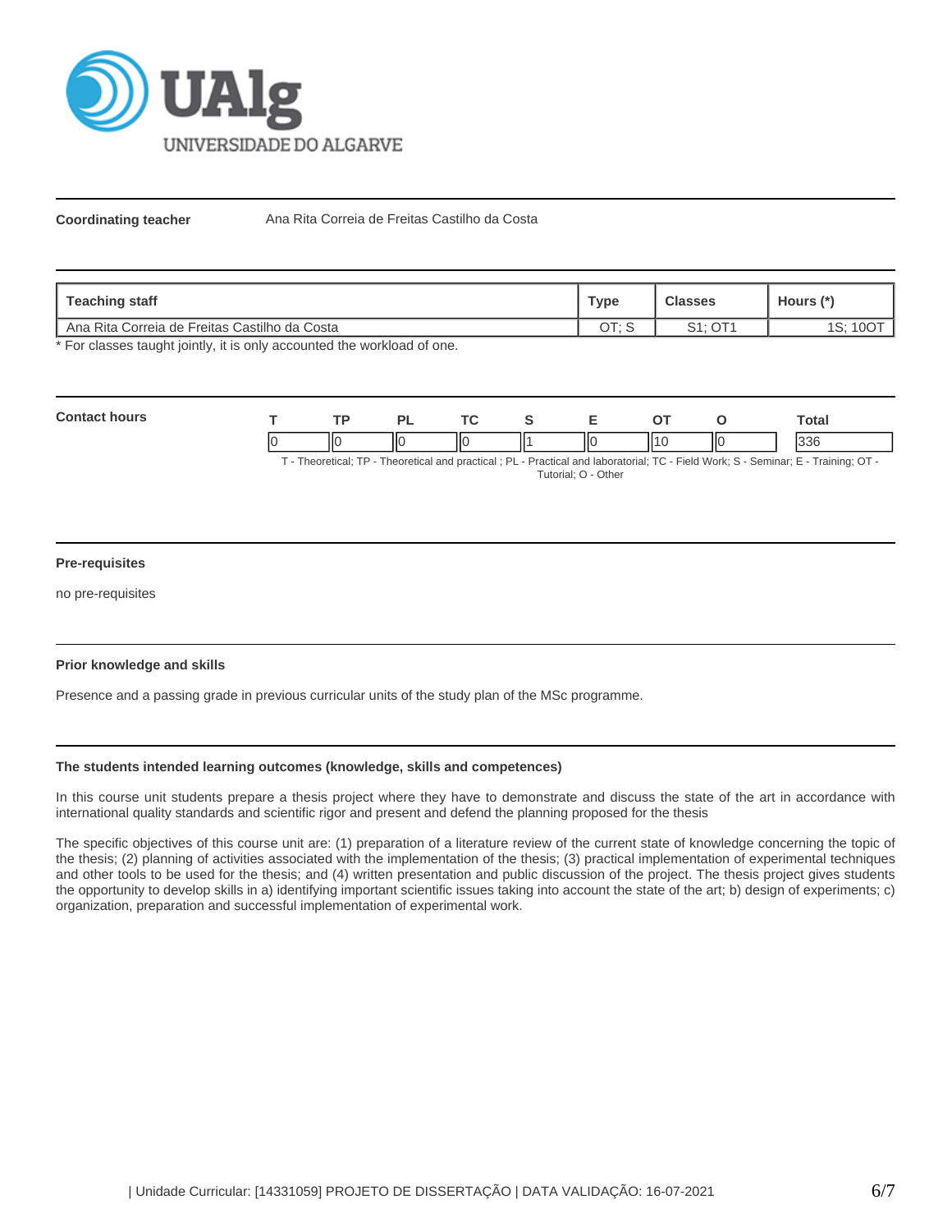**Coordinating teacher** Ana Rita Correia de Freitas Castilho da Costa

| Teaching staff | Type | Classes | Hours (*) |
|---|---|---|---|
| Ana Rita Correia de Freitas Castilho da Costa | OT; S | S1; OT1 | 1S; 10OT |

* For classes taught jointly, it is only accounted the workload of one.

**Contact hours**

| T | TP | PL | TC | S | E | OT | O | Total |
|---|---|---|---|---|---|---|---|---|
| 0 | 0 | 0 | 0 | 1 | 0 | 10 | 0 | 336 |

T - Theoretical; TP - Theoretical and practical ; PL - Practical and laboratorial; TC - Field Work; S - Seminar; E - Training; OT - Tutorial; O - Other

#### Pre-requisites

no pre-requisites

#### Prior knowledge and skills

Presence and a passing grade in previous curricular units of the study plan of the MSc programme.

#### The students intended learning outcomes (knowledge, skills and competences)

In this course unit students prepare a thesis project where they have to demonstrate and discuss the state of the art in accordance with international quality standards and scientific rigor and present and defend the planning proposed for the thesis

The specific objectives of this course unit are: (1) preparation of a literature review of the current state of knowledge concerning the topic of the thesis; (2) planning of activities associated with the implementation of the thesis; (3) practical implementation of experimental techniques and other tools to be used for the thesis; and (4) written presentation and public discussion of the project. The thesis project gives students the opportunity to develop skills in a) identifying important scientific issues taking into account the state of the art; b) design of experiments; c) organization, preparation and successful implementation of experimental work.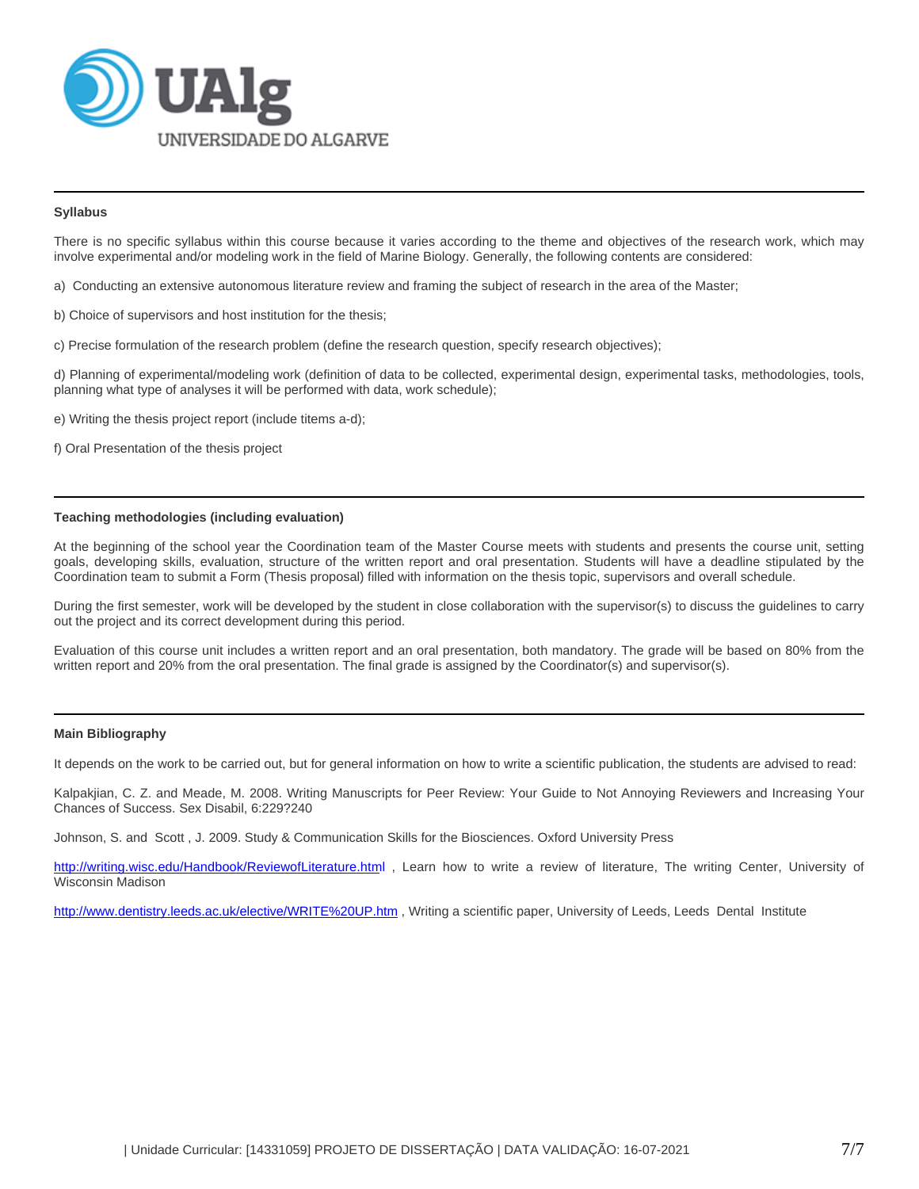### Syllabus

There is no specific syllabus within this course because it varies according to the theme and objectives of the research work, which may involve experimental and/or modeling work in the field of Marine Biology. Generally, the following contents are considered:

a) Conducting an extensive autonomous literature review and framing the subject of research in the area of the Master;

b) Choice of supervisors and host institution for the thesis;

c) Precise formulation of the research problem (define the research question, specify research objectives);

d) Planning of experimental/modeling work (definition of data to be collected, experimental design, experimental tasks, methodologies, tools, planning what type of analyses it will be performed with data, work schedule);

e) Writing the thesis project report (include titems a-d);

f) Oral Presentation of the thesis project

### Teaching methodologies (including evaluation)

At the beginning of the school year the Coordination team of the Master Course meets with students and presents the course unit, setting goals, developing skills, evaluation, structure of the written report and oral presentation. Students will have a deadline stipulated by the Coordination team to submit a Form (Thesis proposal) filled with information on the thesis topic, supervisors and overall schedule.

During the first semester, work will be developed by the student in close collaboration with the supervisor(s) to discuss the guidelines to carry out the project and its correct development during this period.

Evaluation of this course unit includes a written report and an oral presentation, both mandatory. The grade will be based on 80% from the written report and 20% from the oral presentation. The final grade is assigned by the Coordinator(s) and supervisor(s).

### Main Bibliography

It depends on the work to be carried out, but for general information on how to write a scientific publication, the students are advised to read:

Kalpakjian, C. Z. and Meade, M. 2008. Writing Manuscripts for Peer Review: Your Guide to Not Annoying Reviewers and Increasing Your Chances of Success. Sex Disabil, 6:229?240

Johnson, S. and Scott , J. 2009. Study & Communication Skills for the Biosciences. Oxford University Press

http://writing.wisc.edu/Handbook/ReviewofLiterature.html , Learn how to write a review of literature, The writing Center, University of Wisconsin Madison

http://www.dentistry.leeds.ac.uk/elective/WRITE%20UP.htm , Writing a scientific paper, University of Leeds, Leeds Dental Institute